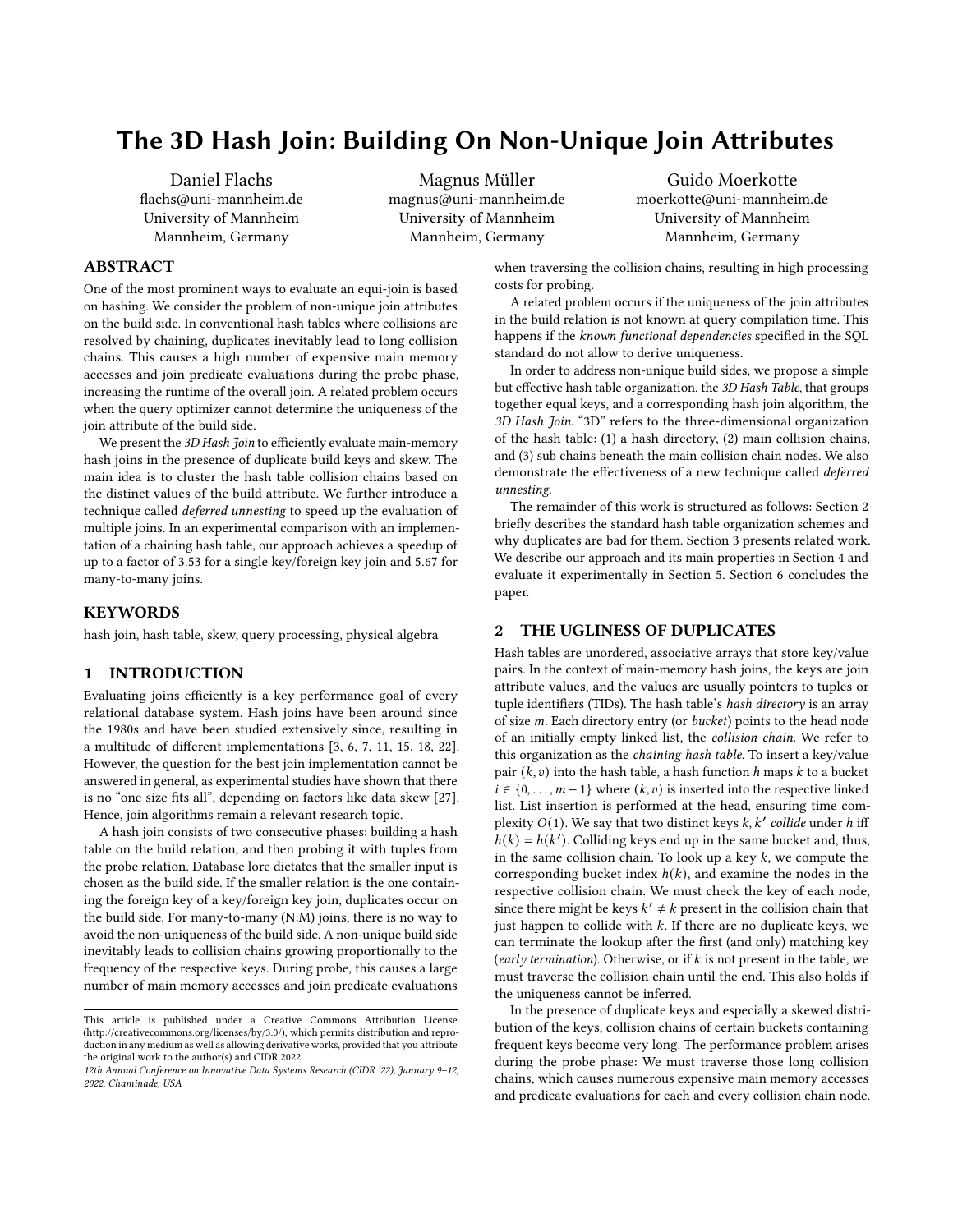# The 3D Hash Join: Building On Non-Unique Join Attributes

Daniel Flachs
flachs@uni-mannheim.de
University of Mannheim
Mannheim, Germany

Magnus Müller
magnus@uni-mannheim.de
University of Mannheim
Mannheim, Germany

Guido Moerkotte
moerkotte@uni-mannheim.de
University of Mannheim
Mannheim, Germany

## ABSTRACT

One of the most prominent ways to evaluate an equi-join is based on hashing. We consider the problem of non-unique join attributes on the build side. In conventional hash tables where collisions are resolved by chaining, duplicates inevitably lead to long collision chains. This causes a high number of expensive main memory accesses and join predicate evaluations during the probe phase, increasing the runtime of the overall join. A related problem occurs when the query optimizer cannot determine the uniqueness of the join attribute of the build side.

We present the *3D Hash Join* to efficiently evaluate main-memory hash joins in the presence of duplicate build keys and skew. The main idea is to cluster the hash table collision chains based on the distinct values of the build attribute. We further introduce a technique called *deferred unnesting* to speed up the evaluation of multiple joins. In an experimental comparison with an implementation of a chaining hash table, our approach achieves a speedup of up to a factor of 3.53 for a single key/foreign key join and 5.67 for many-to-many joins.

## KEYWORDS

hash join, hash table, skew, query processing, physical algebra

## 1 INTRODUCTION

Evaluating joins efficiently is a key performance goal of every relational database system. Hash joins have been around since the 1980s and have been studied extensively since, resulting in a multitude of different implementations [3, 6, 7, 11, 15, 18, 22]. However, the question for the best join implementation cannot be answered in general, as experimental studies have shown that there is no "one size fits all", depending on factors like data skew [27]. Hence, join algorithms remain a relevant research topic.

A hash join consists of two consecutive phases: building a hash table on the build relation, and then probing it with tuples from the probe relation. Database lore dictates that the smaller input is chosen as the build side. If the smaller relation is the one containing the foreign key of a key/foreign key join, duplicates occur on the build side. For many-to-many (N:M) joins, there is no way to avoid the non-uniqueness of the build side. A non-unique build side inevitably leads to collision chains growing proportionally to the frequency of the respective keys. During probe, this causes a large number of main memory accesses and join predicate evaluations when traversing the collision chains, resulting in high processing costs for probing.

A related problem occurs if the uniqueness of the join attributes in the build relation is not known at query compilation time. This happens if the *known functional dependencies* specified in the SQL standard do not allow to derive uniqueness.

In order to address non-unique build sides, we propose a simple but effective hash table organization, the *3D Hash Table*, that groups together equal keys, and a corresponding hash join algorithm, the *3D Hash Join*. "3D" refers to the three-dimensional organization of the hash table: (1) a hash directory, (2) main collision chains, and (3) sub chains beneath the main collision chain nodes. We also demonstrate the effectiveness of a new technique called *deferred unnesting*.

The remainder of this work is structured as follows: Section 2 briefly describes the standard hash table organization schemes and why duplicates are bad for them. Section 3 presents related work. We describe our approach and its main properties in Section 4 and evaluate it experimentally in Section 5. Section 6 concludes the paper.

## 2 THE UGLINESS OF DUPLICATES

Hash tables are unordered, associative arrays that store key/value pairs. In the context of main-memory hash joins, the keys are join attribute values, and the values are usually pointers to tuples or tuple identifiers (TIDs). The hash table's *hash directory* is an array of size $m$. Each directory entry (or *bucket*) points to the head node of an initially empty linked list, the *collision chain*. We refer to this organization as the *chaining hash table*. To insert a key/value pair $(k, v)$ into the hash table, a hash function $h$ maps $k$ to a bucket $i \in \{0, \dots, m-1\}$ where $(k, v)$ is inserted into the respective linked list. List insertion is performed at the head, ensuring time complexity $O(1)$. We say that two distinct keys $k, k'$ *collide* under $h$ iff $h(k) = h(k')$. Colliding keys end up in the same bucket and, thus, in the same collision chain. To look up a key $k$, we compute the corresponding bucket index $h(k)$, and examine the nodes in the respective collision chain. We must check the key of each node, since there might be keys $k' \neq k$ present in the collision chain that just happen to collide with $k$. If there are no duplicate keys, we can terminate the lookup after the first (and only) matching key (*early termination*). Otherwise, or if $k$ is not present in the table, we must traverse the collision chain until the end. This also holds if the uniqueness cannot be inferred.

In the presence of duplicate keys and especially a skewed distribution of the keys, collision chains of certain buckets containing frequent keys become very long. The performance problem arises during the probe phase: We must traverse those long collision chains, which causes numerous expensive main memory accesses and predicate evaluations for each and every collision chain node.

This article is published under a Creative Commons Attribution License (http://creativecommons.org/licenses/by/3.0/), which permits distribution and reproduction in any medium as well as allowing derivative works, provided that you attribute the original work to the author(s) and CIDR 2022.
*12th Annual Conference on Innovative Data Systems Research (CIDR '22), January 9–12, 2022, Chaminade, USA*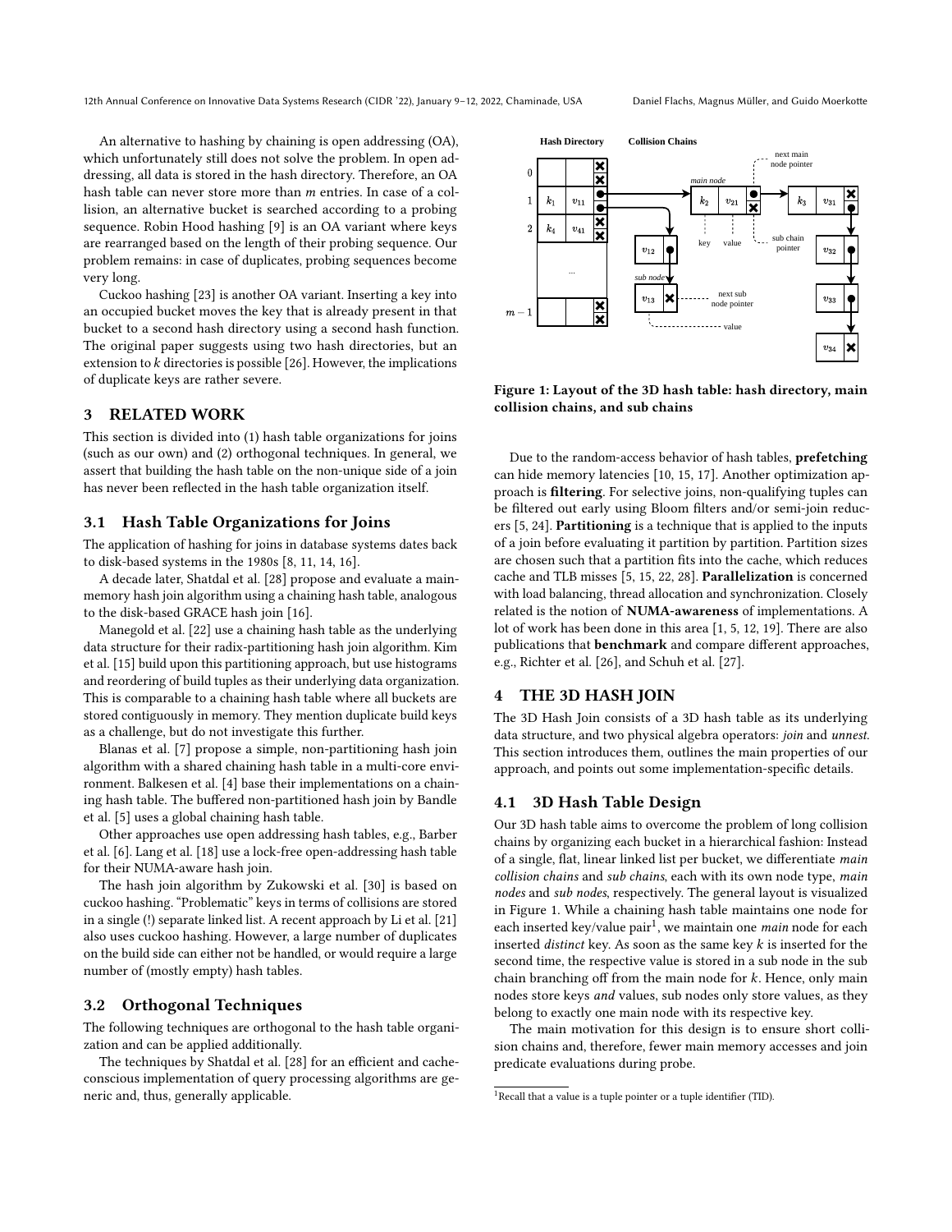An alternative to hashing by chaining is open addressing (OA), which unfortunately still does not solve the problem. In open addressing, all data is stored in the hash directory. Therefore, an OA hash table can never store more than $m$ entries. In case of a collision, an alternative bucket is searched according to a probing sequence. Robin Hood hashing [9] is an OA variant where keys are rearranged based on the length of their probing sequence. Our problem remains: in case of duplicates, probing sequences become very long.

Cuckoo hashing [23] is another OA variant. Inserting a key into an occupied bucket moves the key that is already present in that bucket to a second hash directory using a second hash function. The original paper suggests using two hash directories, but an extension to $k$ directories is possible [26]. However, the implications of duplicate keys are rather severe.

## 3 RELATED WORK

This section is divided into (1) hash table organizations for joins (such as our own) and (2) orthogonal techniques. In general, we assert that building the hash table on the non-unique side of a join has never been reflected in the hash table organization itself.

### 3.1 Hash Table Organizations for Joins

The application of hashing for joins in database systems dates back to disk-based systems in the 1980s [8, 11, 14, 16].

A decade later, Shatdal et al. [28] propose and evaluate a main-memory hash join algorithm using a chaining hash table, analogous to the disk-based GRACE hash join [16].

Manegold et al. [22] use a chaining hash table as the underlying data structure for their radix-partitioning hash join algorithm. Kim et al. [15] build upon this partitioning approach, but use histograms and reordering of build tuples as their underlying data organization. This is comparable to a chaining hash table where all buckets are stored contiguously in memory. They mention duplicate build keys as a challenge, but do not investigate this further.

Blanas et al. [7] propose a simple, non-partitioning hash join algorithm with a shared chaining hash table in a multi-core environment. Balkesen et al. [4] base their implementations on a chaining hash table. The buffered non-partitioned hash join by Bandle et al. [5] uses a global chaining hash table.

Other approaches use open addressing hash tables, e.g., Barber et al. [6]. Lang et al. [18] use a lock-free open-addressing hash table for their NUMA-aware hash join.

The hash join algorithm by Zukowski et al. [30] is based on cuckoo hashing. "Problematic" keys in terms of collisions are stored in a single (!) separate linked list. A recent approach by Li et al. [21] also uses cuckoo hashing. However, a large number of duplicates on the build side can either not be handled, or would require a large number of (mostly empty) hash tables.

### 3.2 Orthogonal Techniques

The following techniques are orthogonal to the hash table organization and can be applied additionally.

The techniques by Shatdal et al. [28] for an efficient and cache-conscious implementation of query processing algorithms are generic and, thus, generally applicable.

**Figure 1: Layout of the 3D hash table: hash directory, main collision chains, and sub chains**

Due to the random-access behavior of hash tables, **prefetching** can hide memory latencies [10, 15, 17]. Another optimization approach is **filtering**. For selective joins, non-qualifying tuples can be filtered out early using Bloom filters and/or semi-join reducers [5, 24]. **Partitioning** is a technique that is applied to the inputs of a join before evaluating it partition by partition. Partition sizes are chosen such that a partition fits into the cache, which reduces cache and TLB misses [5, 15, 22, 28]. **Parallelization** is concerned with load balancing, thread allocation and synchronization. Closely related is the notion of **NUMA-awareness** of implementations. A lot of work has been done in this area [1, 5, 12, 19]. There are also publications that **benchmark** and compare different approaches, e.g., Richter et al. [26], and Schuh et al. [27].

## 4 THE 3D HASH JOIN

The 3D Hash Join consists of a 3D hash table as its underlying data structure, and two physical algebra operators: *join* and *unnest*. This section introduces them, outlines the main properties of our approach, and points out some implementation-specific details.

### 4.1 3D Hash Table Design

Our 3D hash table aims to overcome the problem of long collision chains by organizing each bucket in a hierarchical fashion: Instead of a single, flat, linear linked list per bucket, we differentiate *main collision chains* and *sub chains*, each with its own node type, *main nodes* and *sub nodes*, respectively. The general layout is visualized in Figure 1. While a chaining hash table maintains one node for each inserted key/value pair[1], we maintain one *main* node for each inserted *distinct* key. As soon as the same key $k$ is inserted for the second time, the respective value is stored in a sub node in the sub chain branching off from the main node for $k$. Hence, only main nodes store keys *and* values, sub nodes only store values, as they belong to exactly one main node with its respective key.

The main motivation for this design is to ensure short collision chains and, therefore, fewer main memory accesses and join predicate evaluations during probe.

[1] Recall that a value is a tuple pointer or a tuple identifier (TID).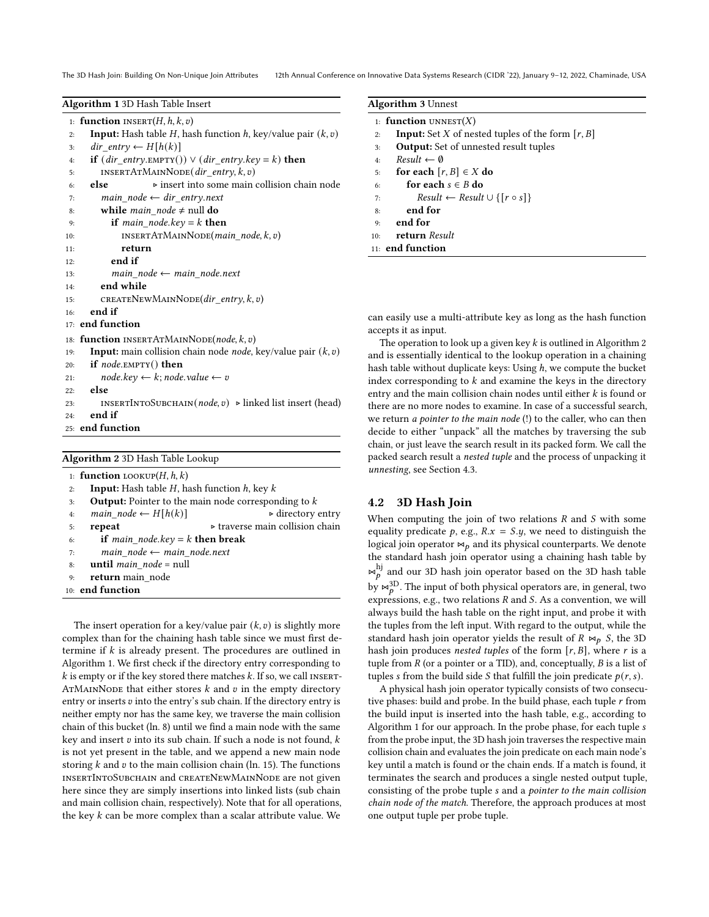**Algorithm 1** 3D Hash Table Insert

```
 1: function INSERT(H, h, k, v)
 2:   Input: Hash table H, hash function h, key/value pair (k, v)
 3:   dir_entry ← H[h(k)]
 4:   if (dir_entry.EMPTY()) ∨ (dir_entry.key = k) then
 5:     INSERTATMAINNODE(dir_entry, k, v)
 6:   else                    ▷ insert into some main collision chain node
 7:     main_node ← dir_entry.next
 8:     while main_node ≠ null do
 9:       if main_node.key = k then
10:         INSERTATMAINNODE(main_node, k, v)
11:         return
12:       end if
13:       main_node ← main_node.next
14:     end while
15:     CREATENEWMAINNODE(dir_entry, k, v)
16:   end if
17: end function
18: function INSERTATMAINNODE(node, k, v)
19:   Input: main collision chain node node, key/value pair (k, v)
20:   if node.EMPTY() then
21:     node.key ← k; node.value ← v
22:   else
23:     INSERTINTOSUBCHAIN(node, v)  ▷ linked list insert (head)
24:   end if
25: end function
```

**Algorithm 2** 3D Hash Table Lookup

```
 1: function LOOKUP(H, h, k)
 2:   Input: Hash table H, hash function h, key k
 3:   Output: Pointer to the main node corresponding to k
 4:   main_node ← H[h(k)]                        ▷ directory entry
 5:   repeat                          ▷ traverse main collision chain
 6:     if main_node.key = k then break
 7:     main_node ← main_node.next
 8:   until main_node = null
 9:   return main_node
10: end function
```

The insert operation for a key/value pair $(k, v)$ is slightly more complex than for the chaining hash table since we must first determine if $k$ is already present. The procedures are outlined in Algorithm 1. We first check if the directory entry corresponding to $k$ is empty or if the key stored there matches $k$. If so, we call INSERTATMAINNODE that either stores $k$ and $v$ in the empty directory entry or inserts $v$ into the entry's sub chain. If the directory entry is neither empty nor has the same key, we traverse the main collision chain of this bucket (ln. 8) until we find a main node with the same key and insert $v$ into its sub chain. If such a node is not found, $k$ is not yet present in the table, and we append a new main node storing $k$ and $v$ to the main collision chain (ln. 15). The functions INSERTINTOSUBCHAIN and CREATENEWMAINNODE are not given here since they are simply insertions into linked lists (sub chain and main collision chain, respectively). Note that for all operations, the key $k$ can be more complex than a scalar attribute value. We can easily use a multi-attribute key as long as the hash function accepts it as input.

**Algorithm 3** Unnest

```
 1: function UNNEST(X)
 2:   Input: Set X of nested tuples of the form [r, B]
 3:   Output: Set of unnested result tuples
 4:   Result ← ∅
 5:   for each [r, B] ∈ X do
 6:     for each s ∈ B do
 7:       Result ← Result ∪ {[r ∘ s]}
 8:     end for
 9:   end for
10:   return Result
11: end function
```

The operation to look up a given key $k$ is outlined in Algorithm 2 and is essentially identical to the lookup operation in a chaining hash table without duplicate keys: Using $h$, we compute the bucket index corresponding to $k$ and examine the keys in the directory entry and the main collision chain nodes until either $k$ is found or there are no more nodes to examine. In case of a successful search, we return *a pointer to the main node* (!) to the caller, who can then decide to either "unpack" all the matches by traversing the sub chain, or just leave the search result in its packed form. We call the packed search result a *nested tuple* and the process of unpacking it *unnesting*, see Section 4.3.

## 4.2 3D Hash Join

When computing the join of two relations $R$ and $S$ with some equality predicate $p$, e.g., $R.x = S.y$, we need to distinguish the logical join operator $\bowtie_p$ and its physical counterparts. We denote the standard hash join operator using a chaining hash table by $\bowtie_p^{\text{hj}}$ and our 3D hash join operator based on the 3D hash table by $\bowtie_p^{\text{3D}}$. The input of both physical operators are, in general, two expressions, e.g., two relations $R$ and $S$. As a convention, we will always build the hash table on the right input, and probe it with the tuples from the left input. With regard to the output, while the standard hash join operator yields the result of $R \bowtie_p S$, the 3D hash join produces *nested tuples* of the form $[r, B]$, where $r$ is a tuple from $R$ (or a pointer or a TID), and, conceptually, $B$ is a list of tuples $s$ from the build side $S$ that fulfill the join predicate $p(r, s)$.

A physical hash join operator typically consists of two consecutive phases: build and probe. In the build phase, each tuple $r$ from the build input is inserted into the hash table, e.g., according to Algorithm 1 for our approach. In the probe phase, for each tuple $s$ from the probe input, the 3D hash join traverses the respective main collision chain and evaluates the join predicate on each main node's key until a match is found or the chain ends. If a match is found, it terminates the search and produces a single nested output tuple, consisting of the probe tuple $s$ and a *pointer to the main collision chain node of the match*. Therefore, the approach produces at most one output tuple per probe tuple.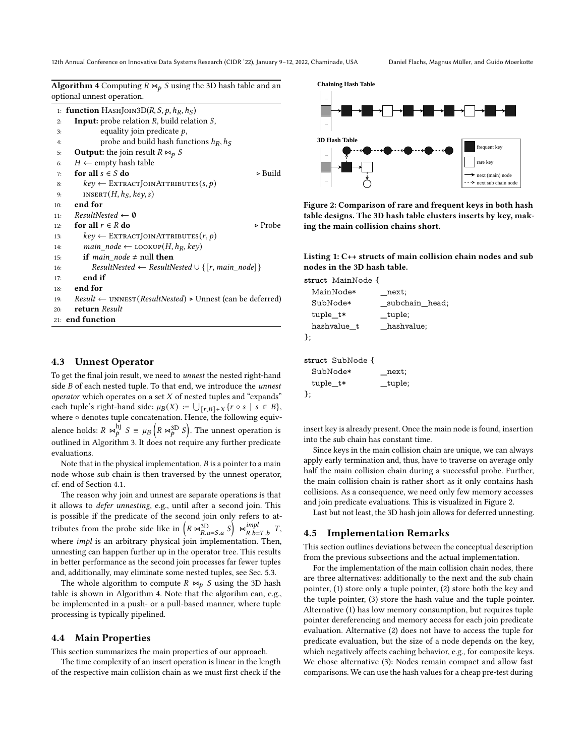**Algorithm 4** Computing $R \bowtie_p S$ using the 3D hash table and an optional unnest operation.

```
1:  function HashJoin3D(R, S, p, h_R, h_S)
2:      Input: probe relation R, build relation S,
3:             equality join predicate p,
4:             probe and build hash functions h_R, h_S
5:      Output: the join result R ⋈_p S
6:      H ← empty hash table
7:      for all s ∈ S do                                   ▷ Build
8:          key ← ExtractJoinAttributes(s, p)
9:          insert(H, h_S, key, s)
10:     end for
11:     ResultNested ← ∅
12:     for all r ∈ R do                                   ▷ Probe
13:         key ← ExtractJoinAttributes(r, p)
14:         main_node ← lookup(H, h_R, key)
15:         if main_node ≠ null then
16:             ResultNested ← ResultNested ∪ {[r, main_node]}
17:         end if
18:     end for
19:     Result ← unnest(ResultNested) ▷ Unnest (can be deferred)
20:     return Result
21: end function
```

### 4.3 Unnest Operator

To get the final join result, we need to *unnest* the nested right-hand side $B$ of each nested tuple. To that end, we introduce the *unnest operator* which operates on a set $X$ of nested tuples and "expands" each tuple's right-hand side: $\mu_B(X) := \bigcup_{[r,B]\in X}\{r \circ s \mid s \in B\}$, where $\circ$ denotes tuple concatenation. Hence, the following equivalence holds: $R \bowtie_p^{\text{hj}} S \equiv \mu_B\left(R \bowtie_p^{\text{3D}} S\right)$. The unnest operation is outlined in Algorithm 3. It does not require any further predicate evaluations.

Note that in the physical implementation, $B$ is a pointer to a main node whose sub chain is then traversed by the unnest operator, cf. end of Section 4.1.

The reason why join and unnest are separate operations is that it allows to *defer unnesting*, e.g., until after a second join. This is possible if the predicate of the second join only refers to attributes from the probe side like in $\left(R \bowtie_{R.a=S.a}^{\text{3D}} S\right) \bowtie_{R.b=T.b}^{impl} T$, where *impl* is an arbitrary physical join implementation. Then, unnesting can happen further up in the operator tree. This results in better performance as the second join processes far fewer tuples and, additionally, may eliminate some nested tuples, see Sec. 5.3.

The whole algorithm to compute $R \bowtie_p S$ using the 3D hash table is shown in Algorithm 4. Note that the algorihm can, e.g., be implemented in a push- or a pull-based manner, where tuple processing is typically pipelined.

### 4.4 Main Properties

This section summarizes the main properties of our approach.

The time complexity of an insert operation is linear in the length of the respective main collision chain as we must first check if the insert key is already present. Once the main node is found, insertion into the sub chain has constant time.

Since keys in the main collision chain are unique, we can always apply early termination and, thus, have to traverse on average only half the main collision chain during a successful probe. Further, the main collision chain is rather short as it only contains hash collisions. As a consequence, we need only few memory accesses and join predicate evaluations. This is visualized in Figure 2.

Last but not least, the 3D hash join allows for deferred unnesting.

**Figure 2: Comparison of rare and frequent keys in both hash table designs. The 3D hash table clusters inserts by key, making the main collision chains short.**

**Listing 1: C++ structs of main collision chain nodes and sub nodes in the 3D hash table.**

```
struct MainNode {
  MainNode*      _next;
  SubNode*       _subchain_head;
  tuple_t*       _tuple;
  hashvalue_t    _hashvalue;
};

struct SubNode {
  SubNode*       _next;
  tuple_t*       _tuple;
};
```

### 4.5 Implementation Remarks

This section outlines deviations between the conceptual description from the previous subsections and the actual implementation.

For the implementation of the main collision chain nodes, there are three alternatives: additionally to the next and the sub chain pointer, (1) store only a tuple pointer, (2) store both the key and the tuple pointer, (3) store the hash value and the tuple pointer. Alternative (1) has low memory consumption, but requires tuple pointer dereferencing and memory access for each join predicate evaluation. Alternative (2) does not have to access the tuple for predicate evaluation, but the size of a node depends on the key, which negatively affects caching behavior, e.g., for composite keys. We chose alternative (3): Nodes remain compact and allow fast comparisons. We can use the hash values for a cheap pre-test during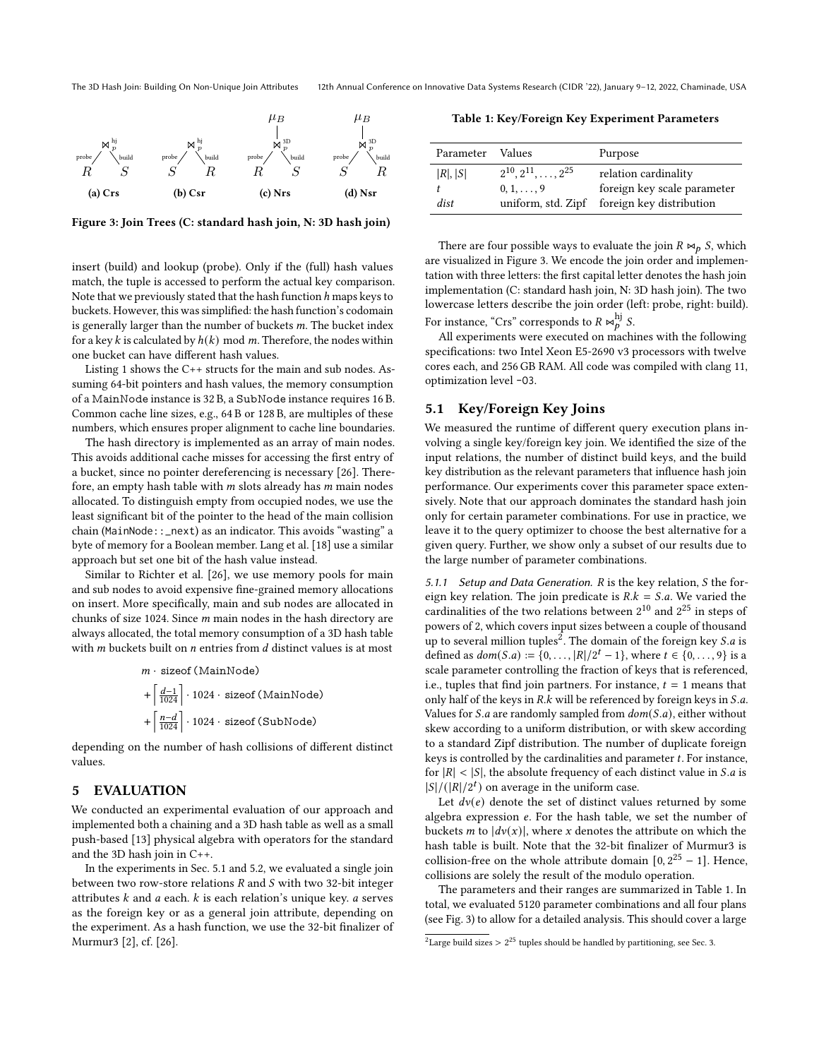(a) Crs: $R \bowtie^{hj}_{p} S$ (probe: $R$, build: $S$)

(b) Csr: $S \bowtie^{hj}_{p} R$ (probe: $S$, build: $R$)

(c) Nrs: $\mu_B(R \bowtie^{3D}_{p} S)$ (probe: $R$, build: $S$)

(d) Nsr: $\mu_B(S \bowtie^{3D}_{p} R)$ (probe: $S$, build: $R$)

**Figure 3: Join Trees (C: standard hash join, N: 3D hash join)**

insert (build) and lookup (probe). Only if the (full) hash values match, the tuple is accessed to perform the actual key comparison. Note that we previously stated that the hash function $h$ maps keys to buckets. However, this was simplified: the hash function's codomain is generally larger than the number of buckets $m$. The bucket index for a key $k$ is calculated by $h(k) \bmod m$. Therefore, the nodes within one bucket can have different hash values.

Listing 1 shows the C++ structs for the main and sub nodes. Assuming 64-bit pointers and hash values, the memory consumption of a `MainNode` instance is 32 B, a `SubNode` instance requires 16 B. Common cache line sizes, e.g., 64 B or 128 B, are multiples of these numbers, which ensures proper alignment to cache line boundaries.

The hash directory is implemented as an array of main nodes. This avoids additional cache misses for accessing the first entry of a bucket, since no pointer dereferencing is necessary [26]. Therefore, an empty hash table with $m$ slots already has $m$ main nodes allocated. To distinguish empty from occupied nodes, we use the least significant bit of the pointer to the head of the main collision chain (`MainNode::_next`) as an indicator. This avoids "wasting" a byte of memory for a Boolean member. Lang et al. [18] use a similar approach but set one bit of the hash value instead.

Similar to Richter et al. [26], we use memory pools for main and sub nodes to avoid expensive fine-grained memory allocations on insert. More specifically, main and sub nodes are allocated in chunks of size 1024. Since $m$ main nodes in the hash directory are always allocated, the total memory consumption of a 3D hash table with $m$ buckets built on $n$ entries from $d$ distinct values is at most

$$
\begin{aligned}
& m \cdot \texttt{sizeof(MainNode)} \\
& + \left\lceil \frac{d-1}{1024} \right\rceil \cdot 1024 \cdot \texttt{sizeof(MainNode)} \\
& + \left\lceil \frac{n-d}{1024} \right\rceil \cdot 1024 \cdot \texttt{sizeof(SubNode)}
\end{aligned}
$$

depending on the number of hash collisions of different distinct values.

# 5 EVALUATION

We conducted an experimental evaluation of our approach and implemented both a chaining and a 3D hash table as well as a small push-based [13] physical algebra with operators for the standard and the 3D hash join in C++.

In the experiments in Sec. 5.1 and 5.2, we evaluated a single join between two row-store relations $R$ and $S$ with two 32-bit integer attributes $k$ and $a$ each. $k$ is each relation's unique key. $a$ serves as the foreign key or as a general join attribute, depending on the experiment. As a hash function, we use the 32-bit finalizer of Murmur3 [2], cf. [26].

**Table 1: Key/Foreign Key Experiment Parameters**

| Parameter | Values | Purpose |
|---|---|---|
| $\lvert R \rvert, \lvert S \rvert$ | $2^{10}, 2^{11}, \ldots, 2^{25}$ | relation cardinality |
| $t$ | $0, 1, \ldots, 9$ | foreign key scale parameter |
| *dist* | uniform, std. Zipf | foreign key distribution |

There are four possible ways to evaluate the join $R \bowtie_p S$, which are visualized in Figure 3. We encode the join order and implementation with three letters: the first capital letter denotes the hash join implementation (C: standard hash join, N: 3D hash join). The two lowercase letters describe the join order (left: probe, right: build). For instance, "Crs" corresponds to $R \bowtie^{hj}_{p} S$.

All experiments were executed on machines with the following specifications: two Intel Xeon E5-2690 v3 processors with twelve cores each, and 256 GB RAM. All code was compiled with clang 11, optimization level `-O3`.

## 5.1 Key/Foreign Key Joins

We measured the runtime of different query execution plans involving a single key/foreign key join. We identified the size of the input relations, the number of distinct build keys, and the build key distribution as the relevant parameters that influence hash join performance. Our experiments cover this parameter space extensively. Note that our approach dominates the standard hash join only for certain parameter combinations. For use in practice, we leave it to the query optimizer to choose the best alternative for a given query. Further, we show only a subset of our results due to the large number of parameter combinations.

*5.1.1 Setup and Data Generation.* $R$ is the key relation, $S$ the foreign key relation. The join predicate is $R.k = S.a$. We varied the cardinalities of the two relations between $2^{10}$ and $2^{25}$ in steps of powers of 2, which covers input sizes between a couple of thousand up to several million tuples[2]. The domain of the foreign key $S.a$ is defined as $dom(S.a) := \{0, \ldots, |R|/2^t - 1\}$, where $t \in \{0, \ldots, 9\}$ is a scale parameter controlling the fraction of keys that is referenced, i.e., tuples that find join partners. For instance, $t = 1$ means that only half of the keys in $R.k$ will be referenced by foreign keys in $S.a$. Values for $S.a$ are randomly sampled from $dom(S.a)$, either without skew according to a uniform distribution, or with skew according to a standard Zipf distribution. The number of duplicate foreign keys is controlled by the cardinalities and parameter $t$. For instance, for $|R| < |S|$, the absolute frequency of each distinct value in $S.a$ is $|S|/(|R|/2^t)$ on average in the uniform case.

Let $dv(e)$ denote the set of distinct values returned by some algebra expression $e$. For the hash table, we set the number of buckets $m$ to $|dv(x)|$, where $x$ denotes the attribute on which the hash table is built. Note that the 32-bit finalizer of Murmur3 is collision-free on the whole attribute domain $[0, 2^{25} - 1]$. Hence, collisions are solely the result of the modulo operation.

The parameters and their ranges are summarized in Table 1. In total, we evaluated 5120 parameter combinations and all four plans (see Fig. 3) to allow for a detailed analysis. This should cover a large

[2] Large build sizes $> 2^{25}$ tuples should be handled by partitioning, see Sec. 3.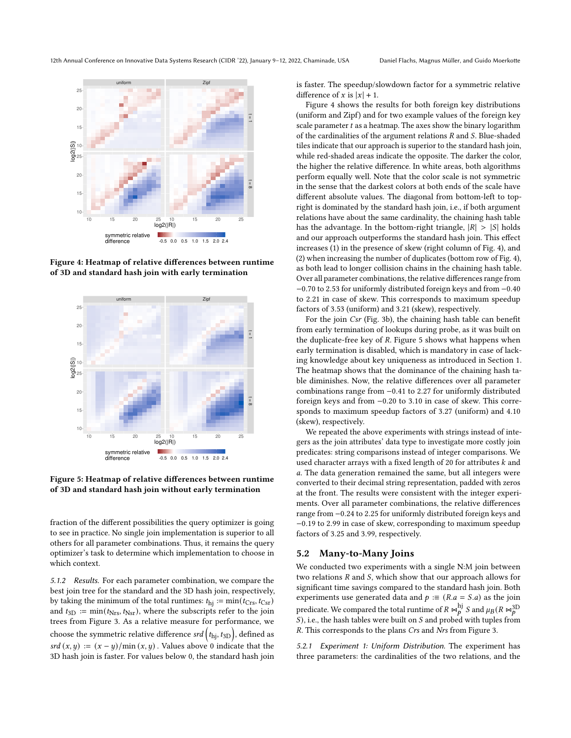Figure 4: Heatmap of relative differences between runtime of 3D and standard hash join with early termination

Figure 5: Heatmap of relative differences between runtime of 3D and standard hash join without early termination

fraction of the different possibilities the query optimizer is going to see in practice. No single join implementation is superior to all others for all parameter combinations. Thus, it remains the query optimizer's task to determine which implementation to choose in which context.

*5.1.2 Results.* For each parameter combination, we compare the best join tree for the standard and the 3D hash join, respectively, by taking the minimum of the total runtimes: $t_{\text{hj}} := \min(t_{\text{Crs}}, t_{\text{Csr}})$ and $t_{\text{3D}} := \min(t_{\text{Nrs}}, t_{\text{Nsr}})$, where the subscripts refer to the join trees from Figure 3. As a relative measure for performance, we choose the symmetric relative difference $srd\left(t_{\text{hj}}, t_{\text{3D}}\right)$, defined as $srd\,(x, y) := (x - y)/\min(x, y)$. Values above 0 indicate that the 3D hash join is faster. For values below 0, the standard hash join is faster. The speedup/slowdown factor for a symmetric relative difference of $x$ is $|x| + 1$.

Figure 4 shows the results for both foreign key distributions (uniform and Zipf) and for two example values of the foreign key scale parameter $t$ as a heatmap. The axes show the binary logarithm of the cardinalities of the argument relations $R$ and $S$. Blue-shaded tiles indicate that our approach is superior to the standard hash join, while red-shaded areas indicate the opposite. The darker the color, the higher the relative difference. In white areas, both algorithms perform equally well. Note that the color scale is not symmetric in the sense that the darkest colors at both ends of the scale have different absolute values. The diagonal from bottom-left to top-right is dominated by the standard hash join, i.e., if both argument relations have about the same cardinality, the chaining hash table has the advantage. In the bottom-right triangle, $|R| > |S|$ holds and our approach outperforms the standard hash join. This effect increases (1) in the presence of skew (right column of Fig. 4), and (2) when increasing the number of duplicates (bottom row of Fig. 4), as both lead to longer collision chains in the chaining hash table. Over all parameter combinations, the relative differences range from $-0.70$ to $2.53$ for uniformly distributed foreign keys and from $-0.40$ to $2.21$ in case of skew. This corresponds to maximum speedup factors of 3.53 (uniform) and 3.21 (skew), respectively.

For the join *Csr* (Fig. 3b), the chaining hash table can benefit from early termination of lookups during probe, as it was built on the duplicate-free key of $R$. Figure 5 shows what happens when early termination is disabled, which is mandatory in case of lacking knowledge about key uniqueness as introduced in Section 1. The heatmap shows that the dominance of the chaining hash table diminishes. Now, the relative differences over all parameter combinations range from $-0.41$ to $2.27$ for uniformly distributed foreign keys and from $-0.20$ to $3.10$ in case of skew. This corresponds to maximum speedup factors of 3.27 (uniform) and 4.10 (skew), respectively.

We repeated the above experiments with strings instead of integers as the join attributes' data type to investigate more costly join predicates: string comparisons instead of integer comparisons. We used character arrays with a fixed length of 20 for attributes $k$ and $a$. The data generation remained the same, but all integers were converted to their decimal string representation, padded with zeros at the front. The results were consistent with the integer experiments. Over all parameter combinations, the relative differences range from $-0.24$ to $2.25$ for uniformly distributed foreign keys and $-0.19$ to $2.99$ in case of skew, corresponding to maximum speedup factors of 3.25 and 3.99, respectively.

## 5.2 Many-to-Many Joins

We conducted two experiments with a single N:M join between two relations $R$ and $S$, which show that our approach allows for significant time savings compared to the standard hash join. Both experiments use generated data and $p :\equiv (R.a = S.a)$ as the join predicate. We compared the total runtime of $R \bowtie_p^{\text{hj}} S$ and $\mu_B(R \bowtie_p^{\text{3D}} S)$, i.e., the hash tables were built on $S$ and probed with tuples from $R$. This corresponds to the plans *Crs* and *Nrs* from Figure 3.

*5.2.1 Experiment 1: Uniform Distribution.* The experiment has three parameters: the cardinalities of the two relations, and the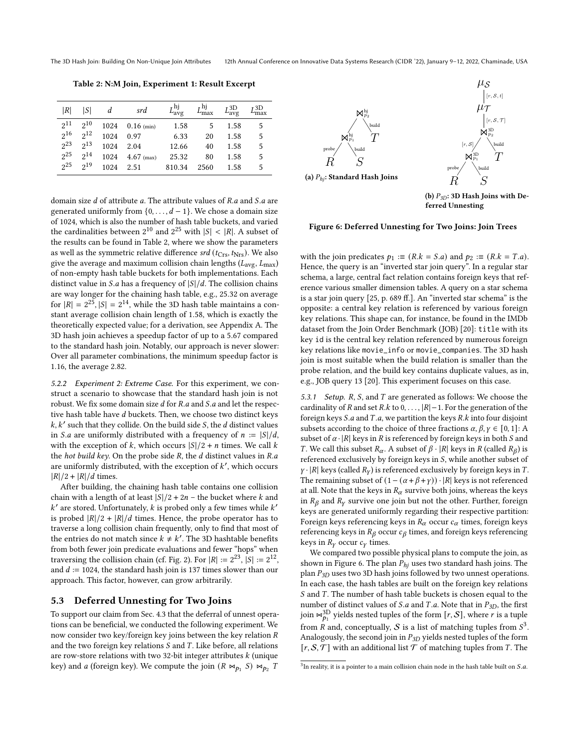Table 2: N:M Join, Experiment 1: Result Excerpt

| $\|R\|$ | $\|S\|$ | $d$ | $srd$ | $L^{\text{hj}}_{\text{avg}}$ | $L^{\text{hj}}_{\text{max}}$ | $L^{\text{3D}}_{\text{avg}}$ | $L^{\text{3D}}_{\text{max}}$ |
|---|---|---|---|---|---|---|---|
| $2^{11}$ | $2^{10}$ | 1024 | 0.16 (min) | 1.58 | 5 | 1.58 | 5 |
| $2^{16}$ | $2^{12}$ | 1024 | 0.97 | 6.33 | 20 | 1.58 | 5 |
| $2^{23}$ | $2^{13}$ | 1024 | 2.04 | 12.66 | 40 | 1.58 | 5 |
| $2^{25}$ | $2^{14}$ | 1024 | 4.67 (max) | 25.32 | 80 | 1.58 | 5 |
| $2^{25}$ | $2^{19}$ | 1024 | 2.51 | 810.34 | 2560 | 1.58 | 5 |

domain size $d$ of attribute $a$. The attribute values of $R.a$ and $S.a$ are generated uniformly from $\{0, \ldots, d-1\}$. We chose a domain size of 1024, which is also the number of hash table buckets, and varied the cardinalities between $2^{10}$ and $2^{25}$ with $|S| < |R|$. A subset of the results can be found in Table 2, where we show the parameters as well as the symmetric relative difference $srd$ ($t_{\text{Crs}}, t_{\text{Nrs}}$). We also give the average and maximum collision chain lengths ($L_{\text{avg}}$, $L_{\text{max}}$) of non-empty hash table buckets for both implementations. Each distinct value in $S.a$ has a frequency of $|S|/d$. The collision chains are way longer for the chaining hash table, e.g., 25.32 on average for $|R| = 2^{25}, |S| = 2^{14}$, while the 3D hash table maintains a constant average collision chain length of 1.58, which is exactly the theoretically expected value; for a derivation, see Appendix A. The 3D hash join achieves a speedup factor of up to a 5.67 compared to the standard hash join. Notably, our approach is never slower: Over all parameter combinations, the minimum speedup factor is 1.16, the average 2.82.

*5.2.2 Experiment 2: Extreme Case.* For this experiment, we construct a scenario to showcase that the standard hash join is not robust. We fix some domain size $d$ for $R.a$ and $S.a$ and let the respective hash table have $d$ buckets. Then, we choose two distinct keys $k, k'$ such that they collide. On the build side $S$, the $d$ distinct values in $S.a$ are uniformly distributed with a frequency of $n := |S|/d$, with the exception of $k$, which occurs $|S|/2 + n$ times. We call $k$ the *hot build key*. On the probe side $R$, the $d$ distinct values in $R.a$ are uniformly distributed, with the exception of $k'$, which occurs $|R|/2 + |R|/d$ times.

After building, the chaining hash table contains one collision chain with a length of at least $|S|/2 + 2n$ – the bucket where $k$ and $k'$ are stored. Unfortunately, $k$ is probed only a few times while $k'$ is probed $|R|/2 + |R|/d$ times. Hence, the probe operator has to traverse a long collision chain frequently, only to find that most of the entries do not match since $k \neq k'$. The 3D hashtable benefits from both fewer join predicate evaluations and fewer "hops" when traversing the collision chain (cf. Fig. 2). For $|R| := 2^{23}$, $|S| := 2^{12}$, and $d := 1024$, the standard hash join is 137 times slower than our approach. This factor, however, can grow arbitrarily.

## 5.3 Deferred Unnesting for Two Joins

To support our claim from Sec. 4.3 that the deferral of unnest operations can be beneficial, we conducted the following experiment. We now consider two key/foreign key joins between the key relation $R$ and the two foreign key relations $S$ and $T$. Like before, all relations are row-store relations with two 32-bit integer attributes $k$ (unique key) and $a$ (foreign key). We compute the join $(R \bowtie_{p_1} S) \bowtie_{p_2} T$

(a) $P_{hj}$: Standard Hash Joins

(b) $P_{3D}$: 3D Hash Joins with Deferred Unnesting

Figure 6: Deferred Unnesting for Two Joins: Join Trees

with the join predicates $p_1 :\equiv (R.k = S.a)$ and $p_2 :\equiv (R.k = T.a)$. Hence, the query is an "inverted star join query". In a regular star schema, a large, central fact relation contains foreign keys that reference various smaller dimension tables. A query on a star schema is a star join query [25, p. 689 ff.]. An "inverted star schema" is the opposite: a central key relation is referenced by various foreign key relations. This shape can, for instance, be found in the IMDb dataset from the Join Order Benchmark (JOB) [20]: `title` with its key `id` is the central key relation referenced by numerous foreign key relations like `movie_info` or `movie_companies`. The 3D hash join is most suitable when the build relation is smaller than the probe relation, and the build key contains duplicate values, as in, e.g., JOB query 13 [20]. This experiment focuses on this case.

*5.3.1 Setup.* $R$, $S$, and $T$ are generated as follows: We choose the cardinality of $R$ and set $R.k$ to $0, \ldots, |R|-1$. For the generation of the foreign keys $S.a$ and $T.a$, we partition the keys $R.k$ into four disjoint subsets according to the choice of three fractions $\alpha, \beta, \gamma \in [0, 1]$: A subset of $\alpha \cdot |R|$ keys in $R$ is referenced by foreign keys in both $S$ and $T$. We call this subset $R_\alpha$. A subset of $\beta \cdot |R|$ keys in $R$ (called $R_\beta$) is referenced exclusively by foreign keys in $S$, while another subset of $\gamma \cdot |R|$ keys (called $R_\gamma$) is referenced exclusively by foreign keys in $T$. The remaining subset of $(1 - (\alpha + \beta + \gamma)) \cdot |R|$ keys is not referenced at all. Note that the keys in $R_\alpha$ survive both joins, whereas the keys in $R_\beta$ and $R_\gamma$ survive one join but not the other. Further, foreign keys are generated uniformly regarding their respective partition: Foreign keys referencing keys in $R_\alpha$ occur $c_\alpha$ times, foreign keys referencing keys in $R_\beta$ occur $c_\beta$ times, and foreign keys referencing keys in $R_\gamma$ occur $c_\gamma$ times.

We compared two possible physical plans to compute the join, as shown in Figure 6. The plan $P_{hj}$ uses two standard hash joins. The plan $P_{3D}$ uses two 3D hash joins followed by two unnest operations. In each case, the hash tables are built on the foreign key relations $S$ and $T$. The number of hash table buckets is chosen equal to the number of distinct values of $S.a$ and $T.a$. Note that in $P_{3D}$, the first join $\bowtie^{\text{3D}}_{p_1}$ yields nested tuples of the form $[r, \mathcal{S}]$, where $r$ is a tuple from $R$ and, conceptually, $\mathcal{S}$ is a list of matching tuples from $S$[3]. Analogously, the second join in $P_{3D}$ yields nested tuples of the form $[r, \mathcal{S}, \mathcal{T}]$ with an additional list $\mathcal{T}$ of matching tuples from $T$. The

[3] In reality, it is a pointer to a main collision chain node in the hash table built on $S.a$.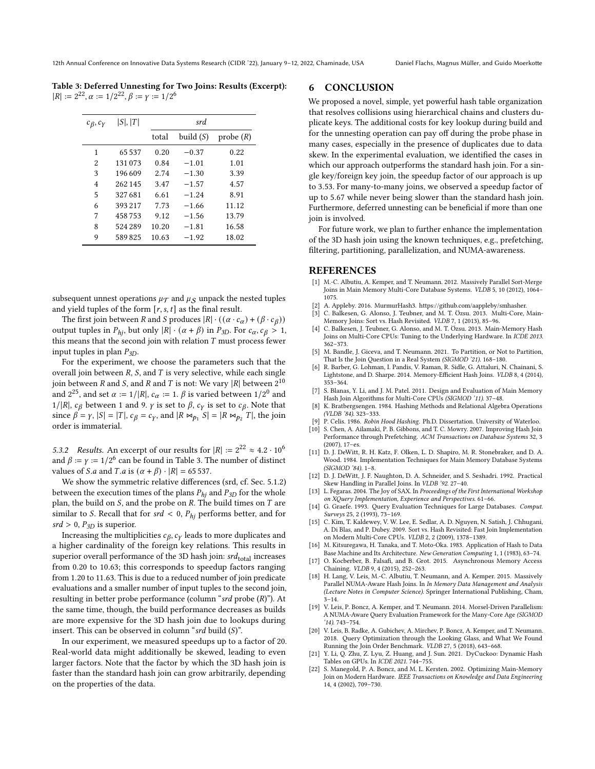**Table 3: Deferred Unnesting for Two Joins: Results (Excerpt):** $|R| := 2^{22}, \alpha := 1/2^{22}, \beta := \gamma := 1/2^6$

| $c_\beta, c_\gamma$ | $\|S\|, \|T\|$ | *srd* | | |
|---|---|---|---|---|
| | | total | build ($S$) | probe ($R$) |
| 1 | 65 537 | 0.20 | −0.37 | 0.22 |
| 2 | 131 073 | 0.84 | −1.01 | 1.01 |
| 3 | 196 609 | 2.74 | −1.30 | 3.39 |
| 4 | 262 145 | 3.47 | −1.57 | 4.57 |
| 5 | 327 681 | 6.61 | −1.24 | 8.91 |
| 6 | 393 217 | 7.73 | −1.66 | 11.12 |
| 7 | 458 753 | 9.12 | −1.56 | 13.79 |
| 8 | 524 289 | 10.20 | −1.81 | 16.58 |
| 9 | 589 825 | 10.63 | −1.92 | 18.02 |

subsequent unnest operations $\mu_\mathcal{T}$ and $\mu_\mathcal{S}$ unpack the nested tuples and yield tuples of the form $[r, s, t]$ as the final result.

The first join between $R$ and $S$ produces $|R| \cdot ((\alpha \cdot c_\alpha) + (\beta \cdot c_\beta))$ output tuples in $P_{hj}$, but only $|R| \cdot (\alpha + \beta)$ in $P_{3D}$. For $c_\alpha, c_\beta > 1$, this means that the second join with relation $T$ must process fewer input tuples in plan $P_{3D}$.

For the experiment, we choose the parameters such that the overall join between $R$, $S$, and $T$ is very selective, while each single join between $R$ and $S$, and $R$ and $T$ is not: We vary $|R|$ between $2^{10}$ and $2^{25}$, and set $\alpha := 1/|R|$, $c_\alpha := 1$. $\beta$ is varied between $1/2^0$ and $1/|R|$, $c_\beta$ between 1 and 9. $\gamma$ is set to $\beta$, $c_\gamma$ is set to $c_\beta$. Note that since $\beta = \gamma$, $|S| = |T|$, $c_\beta = c_\gamma$, and $|R \bowtie_{p_1} S| = |R \bowtie_{p_2} T|$, the join order is immaterial.

*5.3.2 Results.* An excerpt of our results for $|R| := 2^{22} \approx 4.2 \cdot 10^6$ and $\beta := \gamma := 1/2^6$ can be found in Table 3. The number of distinct values of $S.a$ and $T.a$ is $(\alpha + \beta) \cdot |R| = 65\,537$.

We show the symmetric relative differences (srd, cf. Sec. 5.1.2) between the execution times of the plans $P_{hj}$ and $P_{3D}$ for the whole plan, the build on $S$, and the probe on $R$. The build times on $T$ are similar to $S$. Recall that for $srd < 0$, $P_{hj}$ performs better, and for $srd > 0$, $P_{3D}$ is superior.

Increasing the multiplicities $c_\beta, c_\gamma$ leads to more duplicates and a higher cardinality of the foreign key relations. This results in superior overall performance of the 3D hash join: $srd_{\text{total}}$ increases from 0.20 to 10.63; this corresponds to speedup factors ranging from 1.20 to 11.63. This is due to a reduced number of join predicate evaluations and a smaller number of input tuples to the second join, resulting in better probe performance (column "*srd* probe ($R$)"). At the same time, though, the build performance decreases as builds are more expensive for the 3D hash join due to lookups during insert. This can be observed in column "*srd* build ($S$)".

In our experiment, we measured speedups up to a factor of 20. Real-world data might additionally be skewed, leading to even larger factors. Note that the factor by which the 3D hash join is faster than the standard hash join can grow arbitrarily, depending on the properties of the data.

## 6 CONCLUSION

We proposed a novel, simple, yet powerful hash table organization that resolves collisions using hierarchical chains and clusters duplicate keys. The additional costs for key lookup during build and for the unnesting operation can pay off during the probe phase in many cases, especially in the presence of duplicates due to data skew. In the experimental evaluation, we identified the cases in which our approach outperforms the standard hash join. For a single key/foreign key join, the speedup factor of our approach is up to 3.53. For many-to-many joins, we observed a speedup factor of up to 5.67 while never being slower than the standard hash join. Furthermore, deferred unnesting can be beneficial if more than one join is involved.

For future work, we plan to further enhance the implementation of the 3D hash join using the known techniques, e.g., prefetching, filtering, partitioning, parallelization, and NUMA-awareness.

## REFERENCES

[1] M.-C. Albutiu, A. Kemper, and T. Neumann. 2012. Massively Parallel Sort-Merge Joins in Main Memory Multi-Core Database Systems. *VLDB* 5, 10 (2012), 1064–1075.

[2] A. Appleby. 2016. MurmurHash3. https://github.com/aappleby/smhasher.

[3] C. Balkesen, G. Alonso, J. Teubner, and M. T. Özsu. 2013. Multi-Core, Main-Memory Joins: Sort vs. Hash Revisited. *VLDB* 7, 1 (2013), 85–96.

[4] C. Balkesen, J. Teubner, G. Alonso, and M. T. Özsu. 2013. Main-Memory Hash Joins on Multi-Core CPUs: Tuning to the Underlying Hardware. In *ICDE 2013*. 362–373.

[5] M. Bandle, J. Giceva, and T. Neumann. 2021. To Partition, or Not to Partition, That Is the Join Question in a Real System *(SIGMOD '21)*. 168–180.

[6] R. Barber, G. Lohman, I. Pandis, V. Raman, R. Sidle, G. Attaluri, N. Chainani, S. Lightstone, and D. Sharpe. 2014. Memory-Efficient Hash Joins. *VLDB* 8, 4 (2014), 353–364.

[7] S. Blanas, Y. Li, and J. M. Patel. 2011. Design and Evaluation of Main Memory Hash Join Algorithms for Multi-Core CPUs *(SIGMOD '11)*. 37–48.

[8] K. Bratbergsengen. 1984. Hashing Methods and Relational Algebra Operations *(VLDB '84)*. 323–333.

[9] P. Celis. 1986. *Robin Hood Hashing*. Ph.D. Dissertation. University of Waterloo.

[10] S. Chen, A. Ailamaki, P. B. Gibbons, and T. C. Mowry. 2007. Improving Hash Join Performance through Prefetching. *ACM Transactions on Database Systems* 32, 3 (2007), 17–es.

[11] D. J. DeWitt, R. H. Katz, F. Olken, L. D. Shapiro, M. R. Stonebraker, and D. A. Wood. 1984. Implementation Techniques for Main Memory Database Systems *(SIGMOD '84)*. 1–8.

[12] D. J. DeWitt, J. F. Naughton, D. A. Schneider, and S. Seshadri. 1992. Practical Skew Handling in Parallel Joins. In *VLDB '92*. 27–40.

[13] L. Fegaras. 2004. The Joy of SAX. In *Proceedings of the First International Workshop on XQuery Implementation, Experience and Perspectives*. 61–66.

[14] G. Graefe. 1993. Query Evaluation Techniques for Large Databases. *Comput. Surveys* 25, 2 (1993), 73–169.

[15] C. Kim, T. Kaldewey, V. W. Lee, E. Sedlar, A. D. Nguyen, N. Satish, J. Chhugani, A. Di Blas, and P. Dubey. 2009. Sort vs. Hash Revisited: Fast Join Implementation on Modern Multi-Core CPUs. *VLDB* 2, 2 (2009), 1378–1389.

[16] M. Kitsuregawa, H. Tanaka, and T. Moto-Oka. 1983. Application of Hash to Data Base Machine and Its Architecture. *New Generation Computing* 1, 1 (1983), 63–74.

[17] O. Kocberber, B. Falsafi, and B. Grot. 2015. Asynchronous Memory Access Chaining. *VLDB* 9, 4 (2015), 252–263.

[18] H. Lang, V. Leis, M.-C. Albutiu, T. Neumann, and A. Kemper. 2015. Massively Parallel NUMA-Aware Hash Joins. In *In Memory Data Management and Analysis (Lecture Notes in Computer Science)*. Springer International Publishing, Cham, 3–14.

[19] V. Leis, P. Boncz, A. Kemper, and T. Neumann. 2014. Morsel-Driven Parallelism: A NUMA-Aware Query Evaluation Framework for the Many-Core Age *(SIGMOD '14)*. 743–754.

[20] V. Leis, B. Radke, A. Gubichev, A. Mirchev, P. Boncz, A. Kemper, and T. Neumann. 2018. Query Optimization through the Looking Glass, and What We Found Running the Join Order Benchmark. *VLDB* 27, 5 (2018), 643–668.

[21] Y. Li, Q. Zhu, Z. Lyu, Z. Huang, and J. Sun. 2021. DyCuckoo: Dynamic Hash Tables on GPUs. In *ICDE 2021*. 744–755.

[22] S. Manegold, P. A. Boncz, and M. L. Kersten. 2002. Optimizing Main-Memory Join on Modern Hardware. *IEEE Transactions on Knowledge and Data Engineering* 14, 4 (2002), 709–730.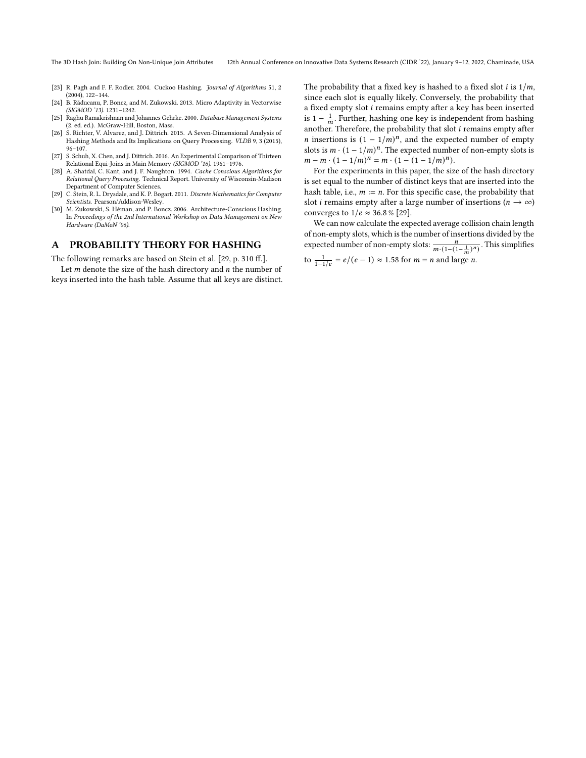[23] R. Pagh and F. F. Rodler. 2004. Cuckoo Hashing. *Journal of Algorithms* 51, 2 (2004), 122–144.

[24] B. Răducanu, P. Boncz, and M. Zukowski. 2013. Micro Adaptivity in Vectorwise *(SIGMOD '13)*. 1231–1242.

[25] Raghu Ramakrishnan and Johannes Gehrke. 2000. *Database Management Systems* (2. ed. ed.). McGraw-Hill, Boston, Mass.

[26] S. Richter, V. Alvarez, and J. Dittrich. 2015. A Seven-Dimensional Analysis of Hashing Methods and Its Implications on Query Processing. *VLDB* 9, 3 (2015), 96–107.

[27] S. Schuh, X. Chen, and J. Dittrich. 2016. An Experimental Comparison of Thirteen Relational Equi-Joins in Main Memory *(SIGMOD '16)*. 1961–1976.

[28] A. Shatdal, C. Kant, and J. F. Naughton. 1994. *Cache Conscious Algorithms for Relational Query Processing*. Technical Report. University of Wisconsin-Madison Department of Computer Sciences.

[29] C. Stein, R. L. Drysdale, and K. P. Bogart. 2011. *Discrete Mathematics for Computer Scientists*. Pearson/Addison-Wesley.

[30] M. Zukowski, S. Héman, and P. Boncz. 2006. Architecture-Conscious Hashing. In *Proceedings of the 2nd International Workshop on Data Management on New Hardware (DaMoN '06)*.

# A PROBABILITY THEORY FOR HASHING

The following remarks are based on Stein et al. [29, p. 310 ff.].

Let $m$ denote the size of the hash directory and $n$ the number of keys inserted into the hash table. Assume that all keys are distinct. The probability that a fixed key is hashed to a fixed slot $i$ is $1/m$, since each slot is equally likely. Conversely, the probability that a fixed empty slot $i$ remains empty after a key has been inserted is $1 - \frac{1}{m}$. Further, hashing one key is independent from hashing another. Therefore, the probability that slot $i$ remains empty after $n$ insertions is $(1 - 1/m)^n$, and the expected number of empty slots is $m \cdot (1 - 1/m)^n$. The expected number of non-empty slots is $m - m \cdot (1 - 1/m)^n = m \cdot (1 - (1 - 1/m)^n)$.

For the experiments in this paper, the size of the hash directory is set equal to the number of distinct keys that are inserted into the hash table, i.e., $m := n$. For this specific case, the probability that slot $i$ remains empty after a large number of insertions ($n \rightarrow \infty$) converges to $1/e \approx 36.8\,\%$ [29].

We can now calculate the expected average collision chain length of non-empty slots, which is the number of insertions divided by the expected number of non-empty slots: $\frac{n}{m \cdot (1 - (1 - \frac{1}{m})^n)}$. This simplifies to $\frac{1}{1 - 1/e} = e/(e-1) \approx 1.58$ for $m = n$ and large $n$.